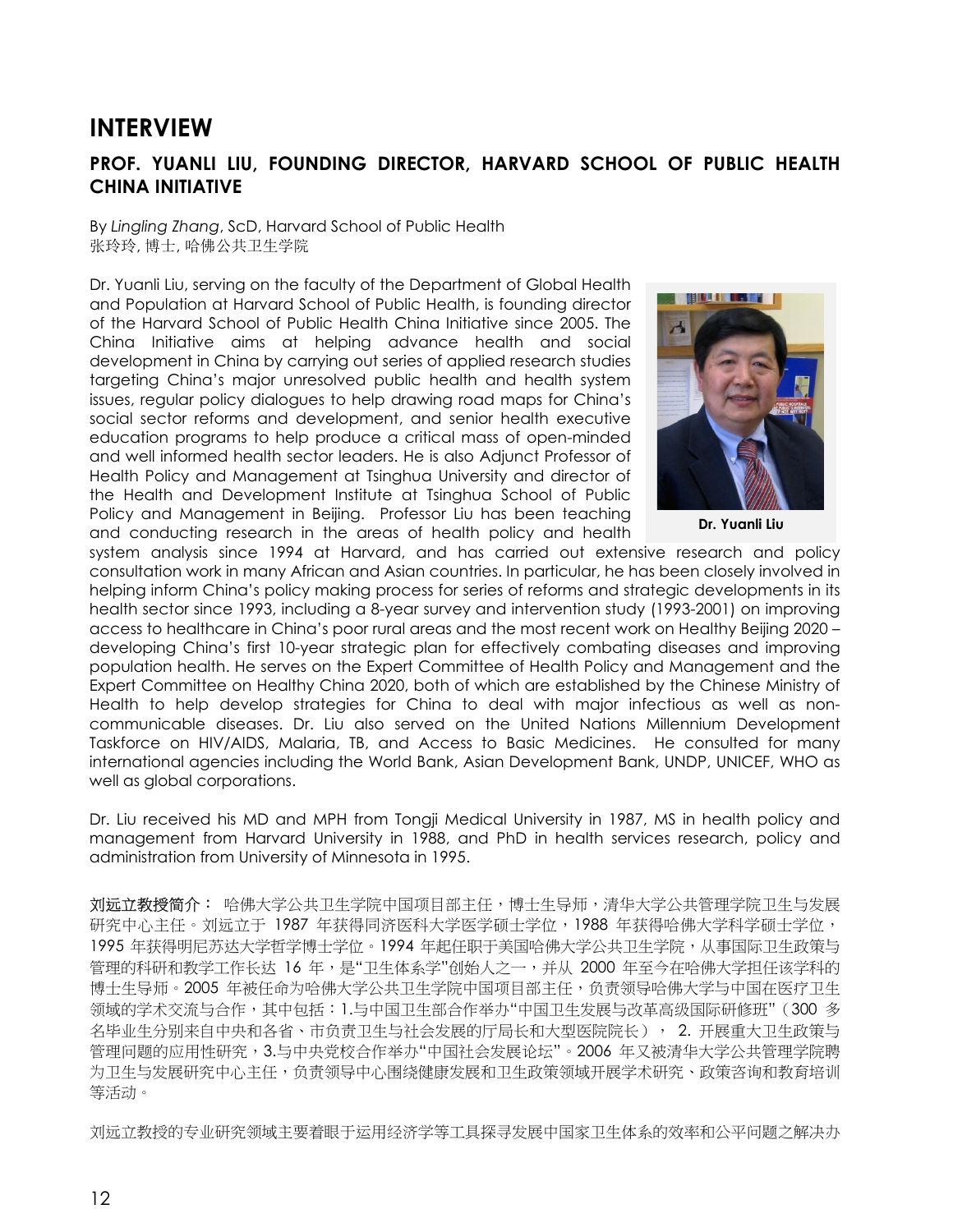# INTERVIEW

## PROF. YUANLI LIU, FOUNDING DIRECTOR, HARVARD SCHOOL OF PUBLIC HEALTH CHINA INITIATIVE

By *Lingling Zhang*, ScD, Harvard School of Public Health
张玲玲, 博士, 哈佛公共卫生学院

Dr. Yuanli Liu, serving on the faculty of the Department of Global Health and Population at Harvard School of Public Health, is founding director of the Harvard School of Public Health China Initiative since 2005. The China Initiative aims at helping advance health and social development in China by carrying out series of applied research studies targeting China's major unresolved public health and health system issues, regular policy dialogues to help drawing road maps for China's social sector reforms and development, and senior health executive education programs to help produce a critical mass of open-minded and well informed health sector leaders. He is also Adjunct Professor of Health Policy and Management at Tsinghua University and director of the Health and Development Institute at Tsinghua School of Public Policy and Management in Beijing. Professor Liu has been teaching and conducting research in the areas of health policy and health system analysis since 1994 at Harvard, and has carried out extensive research and policy consultation work in many African and Asian countries. In particular, he has been closely involved in helping inform China's policy making process for series of reforms and strategic developments in its health sector since 1993, including a 8-year survey and intervention study (1993-2001) on improving access to healthcare in China's poor rural areas and the most recent work on Healthy Beijing 2020 – developing China's first 10-year strategic plan for effectively combating diseases and improving population health. He serves on the Expert Committee of Health Policy and Management and the Expert Committee on Healthy China 2020, both of which are established by the Chinese Ministry of Health to help develop strategies for China to deal with major infectious as well as non-communicable diseases. Dr. Liu also served on the United Nations Millennium Development Taskforce on HIV/AIDS, Malaria, TB, and Access to Basic Medicines. He consulted for many international agencies including the World Bank, Asian Development Bank, UNDP, UNICEF, WHO as well as global corporations.

**Dr. Yuanli Liu**

Dr. Liu received his MD and MPH from Tongji Medical University in 1987, MS in health policy and management from Harvard University in 1988, and PhD in health services research, policy and administration from University of Minnesota in 1995.

**刘远立教授简介：** 哈佛大学公共卫生学院中国项目部主任，博士生导师，清华大学公共管理学院卫生与发展研究中心主任。刘远立于 1987 年获得同济医科大学医学硕士学位，1988 年获得哈佛大学科学硕士学位，1995 年获得明尼苏达大学哲学博士学位。1994 年起任职于美国哈佛大学公共卫生学院，从事国际卫生政策与管理的科研和教学工作长达 16 年，是"卫生体系学"创始人之一，并从 2000 年至今在哈佛大学担任该学科的博士生导师。2005 年被任命为哈佛大学公共卫生学院中国项目部主任，负责领导哈佛大学与中国在医疗卫生领域的学术交流与合作，其中包括：1.与中国卫生部合作举办"中国卫生发展与改革高级国际研修班"（300 多名毕业生分别来自中央和各省、市负责卫生与社会发展的厅局长和大型医院院长）， 2. 开展重大卫生政策与管理问题的应用性研究，3.与中央党校合作举办"中国社会发展论坛"。2006 年又被清华大学公共管理学院聘为卫生与发展研究中心主任，负责领导中心围绕健康发展和卫生政策领域开展学术研究、政策咨询和教育培训等活动。

刘远立教授的专业研究领域主要着眼于运用经济学等工具探寻发展中国家卫生体系的效率和公平问题之解决办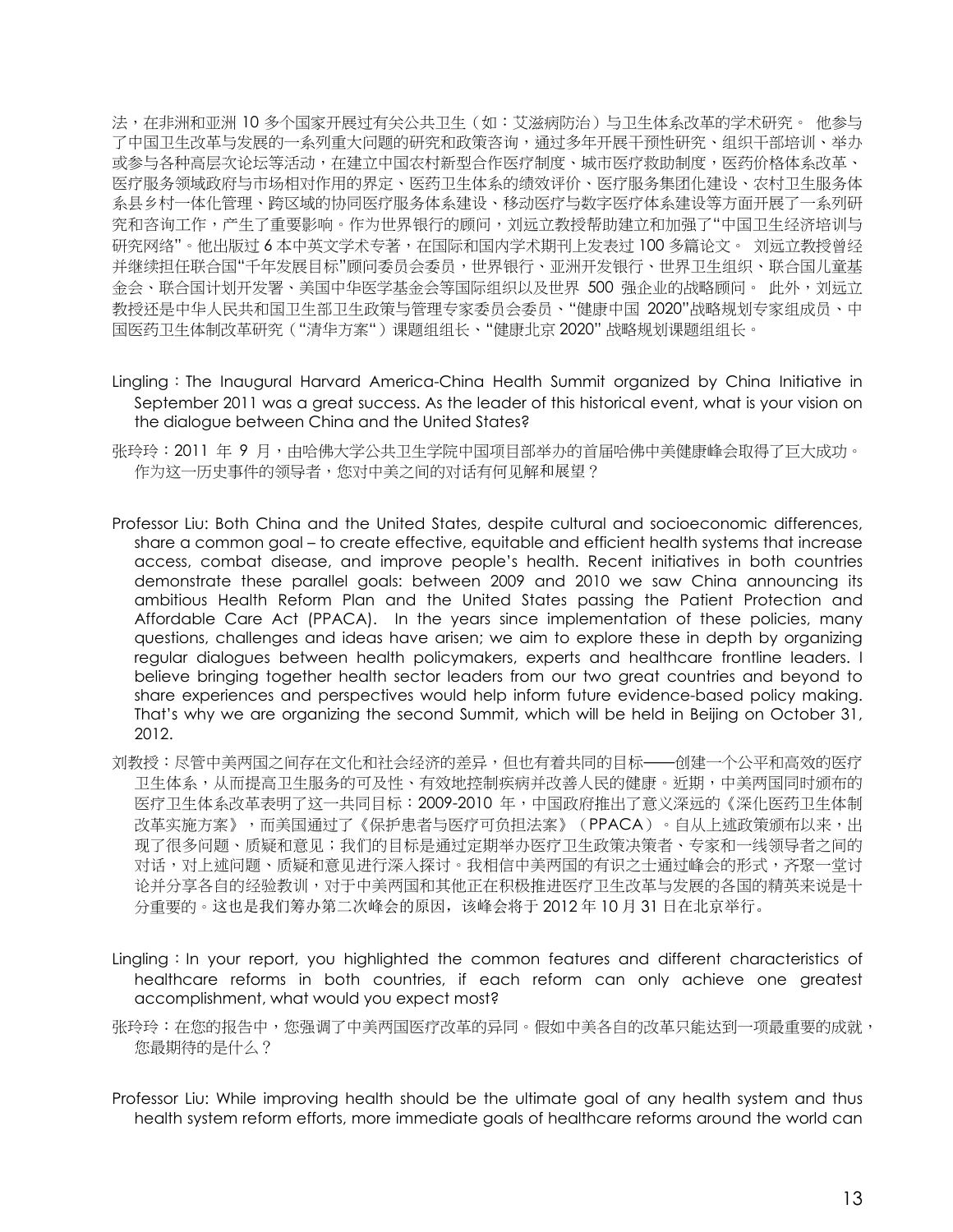法，在非洲和亚洲 10 多个国家开展过有关公共卫生（如：艾滋病防治）与卫生体系改革的学术研究。 他参与了中国卫生改革与发展的一系列重大问题的研究和政策咨询，通过多年开展干预性研究、组织干部培训、举办或参与各种高层次论坛等活动，在建立中国农村新型合作医疗制度、城市医疗救助制度，医药价格体系改革、医疗服务领域政府与市场相对作用的界定、医药卫生体系的绩效评价、医疗服务集团化建设、农村卫生服务体系县乡村一体化管理、跨区域的协同医疗服务体系建设、移动医疗与数字医疗体系建设等方面开展了一系列研究和咨询工作，产生了重要影响。作为世界银行的顾问，刘远立教授帮助建立和加强了"中国卫生经济培训与研究网络"。他出版过 6 本中英文学术专著，在国际和国内学术期刊上发表过 100 多篇论文。 刘远立教授曾经并继续担任联合国"千年发展目标"顾问委员会委员，世界银行、亚洲开发银行、世界卫生组织、联合国儿童基金会、联合国计划开发署、美国中华医学基金会等国际组织以及世界 500 强企业的战略顾问。 此外，刘远立教授还是中华人民共和国卫生部卫生政策与管理专家委员会委员、"健康中国 2020"战略规划专家组成员、中国医药卫生体制改革研究（"清华方案"）课题组组长、"健康北京 2020" 战略规划课题组组长。

Lingling：The Inaugural Harvard America-China Health Summit organized by China Initiative in September 2011 was a great success. As the leader of this historical event, what is your vision on the dialogue between China and the United States?

张玲玲：2011 年 9 月，由哈佛大学公共卫生学院中国项目部举办的首届哈佛中美健康峰会取得了巨大成功。作为这一历史事件的领导者，您对中美之间的对话有何见解和展望？

Professor Liu: Both China and the United States, despite cultural and socioeconomic differences, share a common goal – to create effective, equitable and efficient health systems that increase access, combat disease, and improve people's health. Recent initiatives in both countries demonstrate these parallel goals: between 2009 and 2010 we saw China announcing its ambitious Health Reform Plan and the United States passing the Patient Protection and Affordable Care Act (PPACA). In the years since implementation of these policies, many questions, challenges and ideas have arisen; we aim to explore these in depth by organizing regular dialogues between health policymakers, experts and healthcare frontline leaders. I believe bringing together health sector leaders from our two great countries and beyond to share experiences and perspectives would help inform future evidence-based policy making. That's why we are organizing the second Summit, which will be held in Beijing on October 31, 2012.

刘教授：尽管中美两国之间存在文化和社会经济的差异，但也有着共同的目标——创建一个公平和高效的医疗卫生体系，从而提高卫生服务的可及性、有效地控制疾病并改善人民的健康。近期，中美两国同时颁布的医疗卫生体系改革表明了这一共同目标：2009-2010 年，中国政府推出了意义深远的《深化医药卫生体制改革实施方案》，而美国通过了《保护患者与医疗可负担法案》（PPACA）。自从上述政策颁布以来，出现了很多问题、质疑和意见；我们的目标是通过定期举办医疗卫生政策决策者、专家和一线领导者之间的对话，对上述问题、质疑和意见进行深入探讨。我相信中美两国的有识之士通过峰会的形式，齐聚一堂讨论并分享各自的经验教训，对于中美两国和其他正在积极推进医疗卫生改革与发展的各国的精英来说是十分重要的。这也是我们筹办第二次峰会的原因，该峰会将于 2012 年 10 月 31 日在北京举行。

Lingling：In your report, you highlighted the common features and different characteristics of healthcare reforms in both countries, if each reform can only achieve one greatest accomplishment, what would you expect most?

张玲玲：在您的报告中，您强调了中美两国医疗改革的异同。假如中美各自的改革只能达到一项最重要的成就，您最期待的是什么？

Professor Liu: While improving health should be the ultimate goal of any health system and thus health system reform efforts, more immediate goals of healthcare reforms around the world can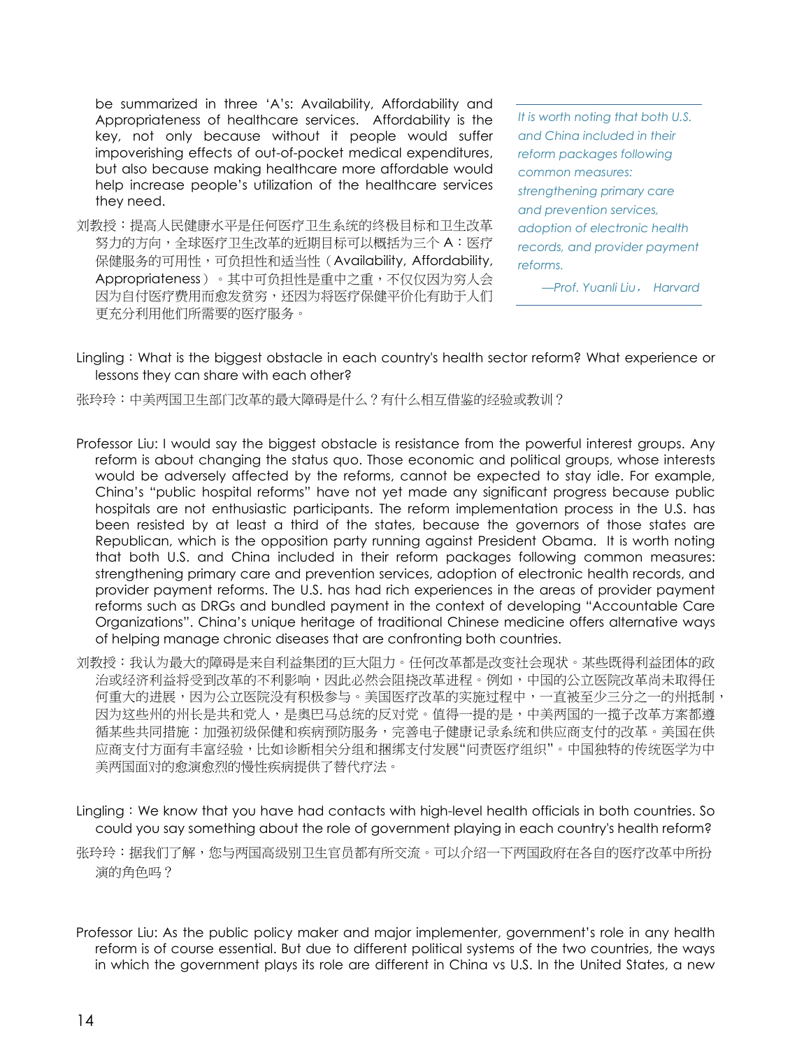be summarized in three ‘A’s: Availability, Affordability and Appropriateness of healthcare services. Affordability is the key, not only because without it people would suffer impoverishing effects of out-of-pocket medical expenditures, but also because making healthcare more affordable would help increase people’s utilization of the healthcare services they need.

刘教授：提高人民健康水平是任何医疗卫生系统的终极目标和卫生改革努力的方向，全球医疗卫生改革的近期目标可以概括为三个 A：医疗保健服务的可用性，可负担性和适当性（Availability, Affordability, Appropriateness）。其中可负担性是重中之重，不仅仅因为穷人会因为自付医疗费用而愈发贫穷，还因为将医疗保健平价化有助于人们更充分利用他们所需要的医疗服务。

> *It is worth noting that both U.S. and China included in their reform packages following common measures: strengthening primary care and prevention services, adoption of electronic health records, and provider payment reforms.*
>
> *—Prof. Yuanli Liu， Harvard*

Lingling：What is the biggest obstacle in each country's health sector reform? What experience or lessons they can share with each other?

张玲玲：中美两国卫生部门改革的最大障碍是什么？有什么相互借鉴的经验或教训？

Professor Liu: I would say the biggest obstacle is resistance from the powerful interest groups. Any reform is about changing the status quo. Those economic and political groups, whose interests would be adversely affected by the reforms, cannot be expected to stay idle. For example, China’s “public hospital reforms” have not yet made any significant progress because public hospitals are not enthusiastic participants. The reform implementation process in the U.S. has been resisted by at least a third of the states, because the governors of those states are Republican, which is the opposition party running against President Obama. It is worth noting that both U.S. and China included in their reform packages following common measures: strengthening primary care and prevention services, adoption of electronic health records, and provider payment reforms. The U.S. has had rich experiences in the areas of provider payment reforms such as DRGs and bundled payment in the context of developing “Accountable Care Organizations”. China’s unique heritage of traditional Chinese medicine offers alternative ways of helping manage chronic diseases that are confronting both countries.

刘教授：我认为最大的障碍是来自利益集团的巨大阻力。任何改革都是改变社会现状。某些既得利益团体的政治或经济利益将受到改革的不利影响，因此必然会阻挠改革进程。例如，中国的公立医院改革尚未取得任何重大的进展，因为公立医院没有积极参与。美国医疗改革的实施过程中，一直被至少三分之一的州抵制，因为这些州的州长是共和党人，是奥巴马总统的反对党。值得一提的是，中美两国的一揽子改革方案都遵循某些共同措施：加强初级保健和疾病预防服务，完善电子健康记录系统和供应商支付的改革。美国在供应商支付方面有丰富经验，比如诊断相关分组和捆绑支付发展“问责医疗组织”。中国独特的传统医学为中美两国面对的愈演愈烈的慢性疾病提供了替代疗法。

Lingling：We know that you have had contacts with high-level health officials in both countries. So could you say something about the role of government playing in each country's health reform?

张玲玲：据我们了解，您与两国高级别卫生官员都有所交流。可以介绍一下两国政府在各自的医疗改革中所扮演的角色吗？

Professor Liu: As the public policy maker and major implementer, government’s role in any health reform is of course essential. But due to different political systems of the two countries, the ways in which the government plays its role are different in China vs U.S. In the United States, a new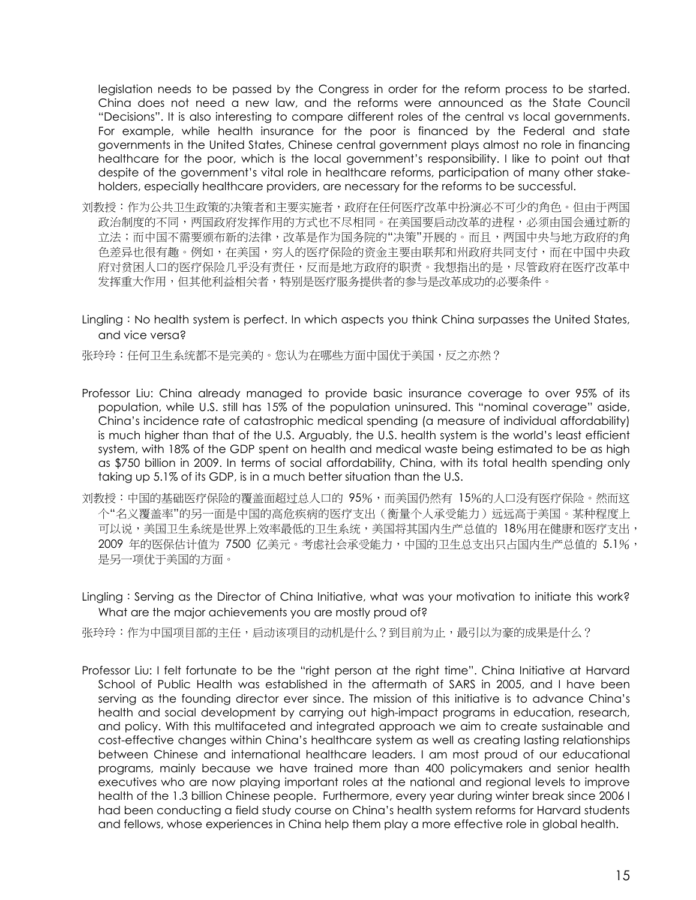legislation needs to be passed by the Congress in order for the reform process to be started. China does not need a new law, and the reforms were announced as the State Council "Decisions". It is also interesting to compare different roles of the central vs local governments. For example, while health insurance for the poor is financed by the Federal and state governments in the United States, Chinese central government plays almost no role in financing healthcare for the poor, which is the local government's responsibility. I like to point out that despite of the government's vital role in healthcare reforms, participation of many other stakeholders, especially healthcare providers, are necessary for the reforms to be successful.

刘教授：作为公共卫生政策的决策者和主要实施者，政府在任何医疗改革中扮演必不可少的角色。但由于两国政治制度的不同，两国政府发挥作用的方式也不尽相同。在美国要启动改革的进程，必须由国会通过新的立法；而中国不需要颁布新的法律，改革是作为国务院的"决策"开展的。而且，两国中央与地方政府的角色差异也很有趣。例如，在美国，穷人的医疗保险的资金主要由联邦和州政府共同支付，而在中国中央政府对贫困人口的医疗保险几乎没有责任，反而是地方政府的职责。我想指出的是，尽管政府在医疗改革中发挥重大作用，但其他利益相关者，特别是医疗服务提供者的参与是改革成功的必要条件。

Lingling：No health system is perfect. In which aspects you think China surpasses the United States, and vice versa?

张玲玲：任何卫生系统都不是完美的。您认为在哪些方面中国优于美国，反之亦然？

Professor Liu: China already managed to provide basic insurance coverage to over 95% of its population, while U.S. still has 15% of the population uninsured. This "nominal coverage" aside, China's incidence rate of catastrophic medical spending (a measure of individual affordability) is much higher than that of the U.S. Arguably, the U.S. health system is the world's least efficient system, with 18% of the GDP spent on health and medical waste being estimated to be as high as $750 billion in 2009. In terms of social affordability, China, with its total health spending only taking up 5.1% of its GDP, is in a much better situation than the U.S.

刘教授：中国的基础医疗保险的覆盖面超过总人口的 95%，而美国仍然有 15%的人口没有医疗保险。然而这个"名义覆盖率"的另一面是中国的高危疾病的医疗支出（衡量个人承受能力）远远高于美国。某种程度上可以说，美国卫生系统是世界上效率最低的卫生系统，美国将其国内生产总值的 18%用在健康和医疗支出，2009 年的医保估计值为 7500 亿美元。考虑社会承受能力，中国的卫生总支出只占国内生产总值的 5.1%，是另一项优于美国的方面。

Lingling：Serving as the Director of China Initiative, what was your motivation to initiate this work? What are the major achievements you are mostly proud of?

张玲玲：作为中国项目部的主任，启动该项目的动机是什么？到目前为止，最引以为豪的成果是什么？

Professor Liu: I felt fortunate to be the "right person at the right time". China Initiative at Harvard School of Public Health was established in the aftermath of SARS in 2005, and I have been serving as the founding director ever since. The mission of this initiative is to advance China's health and social development by carrying out high-impact programs in education, research, and policy. With this multifaceted and integrated approach we aim to create sustainable and cost-effective changes within China's healthcare system as well as creating lasting relationships between Chinese and international healthcare leaders. I am most proud of our educational programs, mainly because we have trained more than 400 policymakers and senior health executives who are now playing important roles at the national and regional levels to improve health of the 1.3 billion Chinese people. Furthermore, every year during winter break since 2006 I had been conducting a field study course on China's health system reforms for Harvard students and fellows, whose experiences in China help them play a more effective role in global health.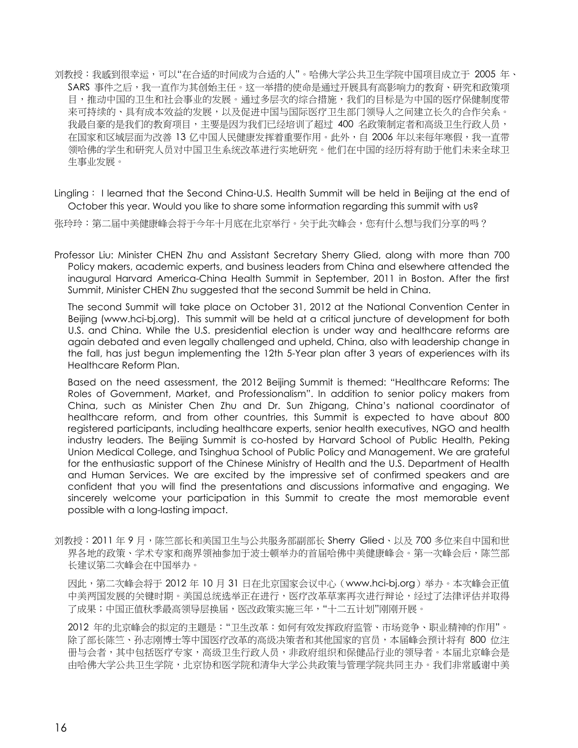刘教授：我感到很幸运，可以"在合适的时间成为合适的人"。哈佛大学公共卫生学院中国项目成立于 2005 年、SARS 事件之后，我一直作为其创始主任。这一举措的使命是通过开展具有高影响力的教育、研究和政策项目，推动中国的卫生和社会事业的发展。通过多层次的综合措施，我们的目标是为中国的医疗保健制度带来可持续的、具有成本效益的发展，以及促进中国与国际医疗卫生部门领导人之间建立长久的合作关系。我最自豪的是我们的教育项目，主要是因为我们已经培训了超过 400 名政策制定者和高级卫生行政人员，在国家和区域层面为改善 13 亿中国人民健康发挥着重要作用。此外，自 2006 年以来每年寒假，我一直带领哈佛的学生和研究人员对中国卫生系统改革进行实地研究。他们在中国的经历将有助于他们未来全球卫生事业发展。

Lingling： I learned that the Second China-U.S. Health Summit will be held in Beijing at the end of October this year. Would you like to share some information regarding this summit with us?

张玲玲：第二届中美健康峰会将于今年十月底在北京举行。关于此次峰会，您有什么想与我们分享的吗？

Professor Liu: Minister CHEN Zhu and Assistant Secretary Sherry Glied, along with more than 700 Policy makers, academic experts, and business leaders from China and elsewhere attended the inaugural Harvard America-China Health Summit in September, 2011 in Boston. After the first Summit, Minister CHEN Zhu suggested that the second Summit be held in China.

The second Summit will take place on October 31, 2012 at the National Convention Center in Beijing (www.hci-bj.org). This summit will be held at a critical juncture of development for both U.S. and China. While the U.S. presidential election is under way and healthcare reforms are again debated and even legally challenged and upheld, China, also with leadership change in the fall, has just begun implementing the 12th 5-Year plan after 3 years of experiences with its Healthcare Reform Plan.

Based on the need assessment, the 2012 Beijing Summit is themed: "Healthcare Reforms: The Roles of Government, Market, and Professionalism". In addition to senior policy makers from China, such as Minister Chen Zhu and Dr. Sun Zhigang, China's national coordinator of healthcare reform, and from other countries, this Summit is expected to have about 800 registered participants, including healthcare experts, senior health executives, NGO and health industry leaders. The Beijing Summit is co-hosted by Harvard School of Public Health, Peking Union Medical College, and Tsinghua School of Public Policy and Management. We are grateful for the enthusiastic support of the Chinese Ministry of Health and the U.S. Department of Health and Human Services. We are excited by the impressive set of confirmed speakers and are confident that you will find the presentations and discussions informative and engaging. We sincerely welcome your participation in this Summit to create the most memorable event possible with a long-lasting impact.

刘教授：2011 年 9 月，陈竺部长和美国卫生与公共服务部副部长 Sherry Glied、以及 700 多位来自中国和世界各地的政策、学术专家和商界领袖参加于波士顿举办的首届哈佛中美健康峰会。第一次峰会后，陈竺部长建议第二次峰会在中国举办。

因此，第二次峰会将于 2012 年 10 月 31 日在北京国家会议中心（www.hci-bj.org）举办。本次峰会正值中美两国发展的关键时期。美国总统选举正在进行，医疗改革草案再次进行辩论，经过了法律评估并取得了成果；中国正值秋季最高领导层换届，医改政策实施三年，"十二五计划"刚刚开展。

2012 年的北京峰会的拟定的主题是："卫生改革：如何有效发挥政府监管、市场竞争、职业精神的作用"。除了部长陈竺、孙志刚博士等中国医疗改革的高级决策者和其他国家的官员，本届峰会预计将有 800 位注册与会者，其中包括医疗专家，高级卫生行政人员，非政府组织和保健品行业的领导者。本届北京峰会是由哈佛大学公共卫生学院，北京协和医学院和清华大学公共政策与管理学院共同主办。我们非常感谢中美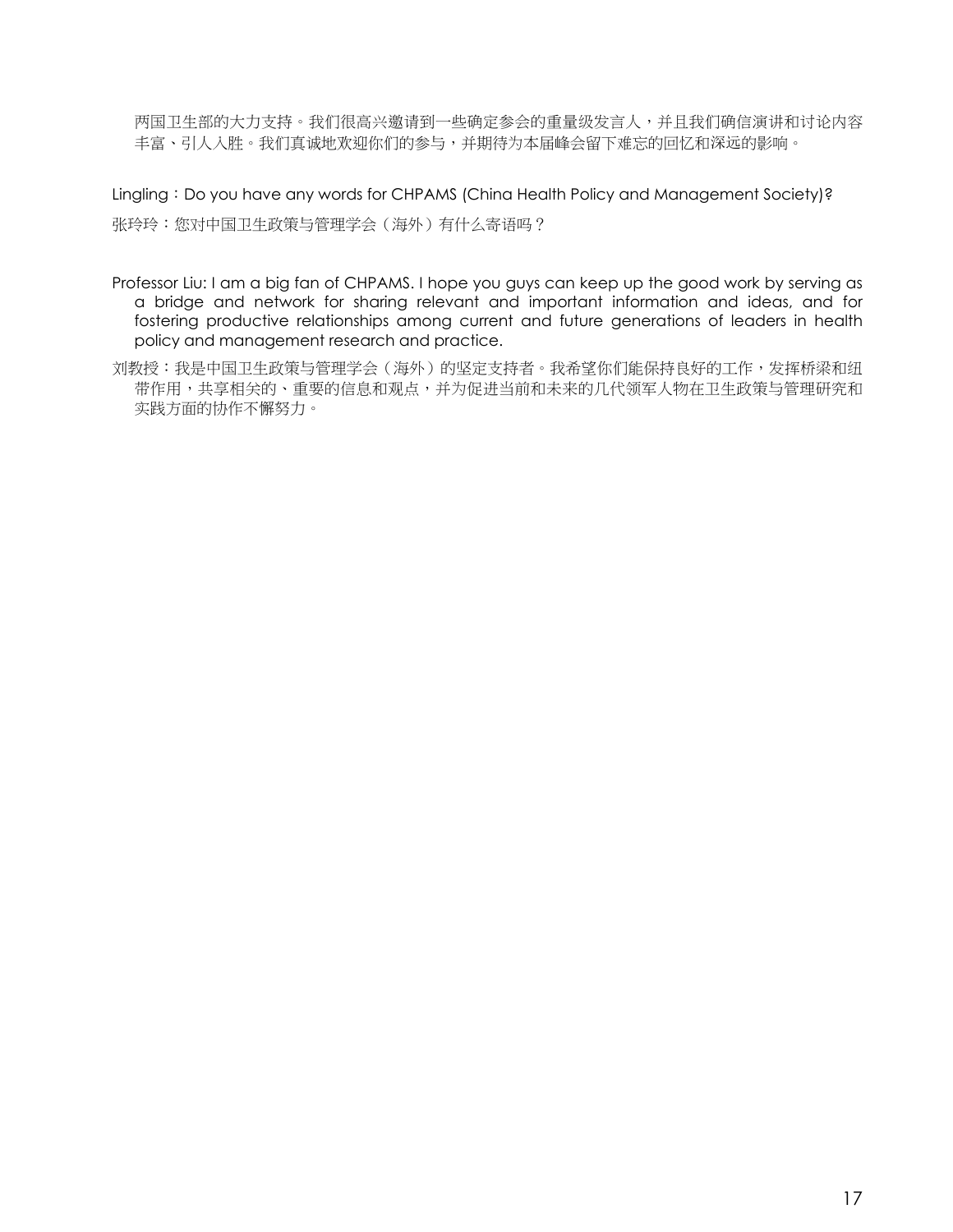两国卫生部的大力支持。我们很高兴邀请到一些确定参会的重量级发言人，并且我们确信演讲和讨论内容丰富、引人入胜。我们真诚地欢迎你们的参与，并期待为本届峰会留下难忘的回忆和深远的影响。

Lingling：Do you have any words for CHPAMS (China Health Policy and Management Society)?

张玲玲：您对中国卫生政策与管理学会（海外）有什么寄语吗？

Professor Liu: I am a big fan of CHPAMS. I hope you guys can keep up the good work by serving as a bridge and network for sharing relevant and important information and ideas, and for fostering productive relationships among current and future generations of leaders in health policy and management research and practice.

刘教授：我是中国卫生政策与管理学会（海外）的坚定支持者。我希望你们能保持良好的工作，发挥桥梁和纽带作用，共享相关的、重要的信息和观点，并为促进当前和未来的几代领军人物在卫生政策与管理研究和实践方面的协作不懈努力。